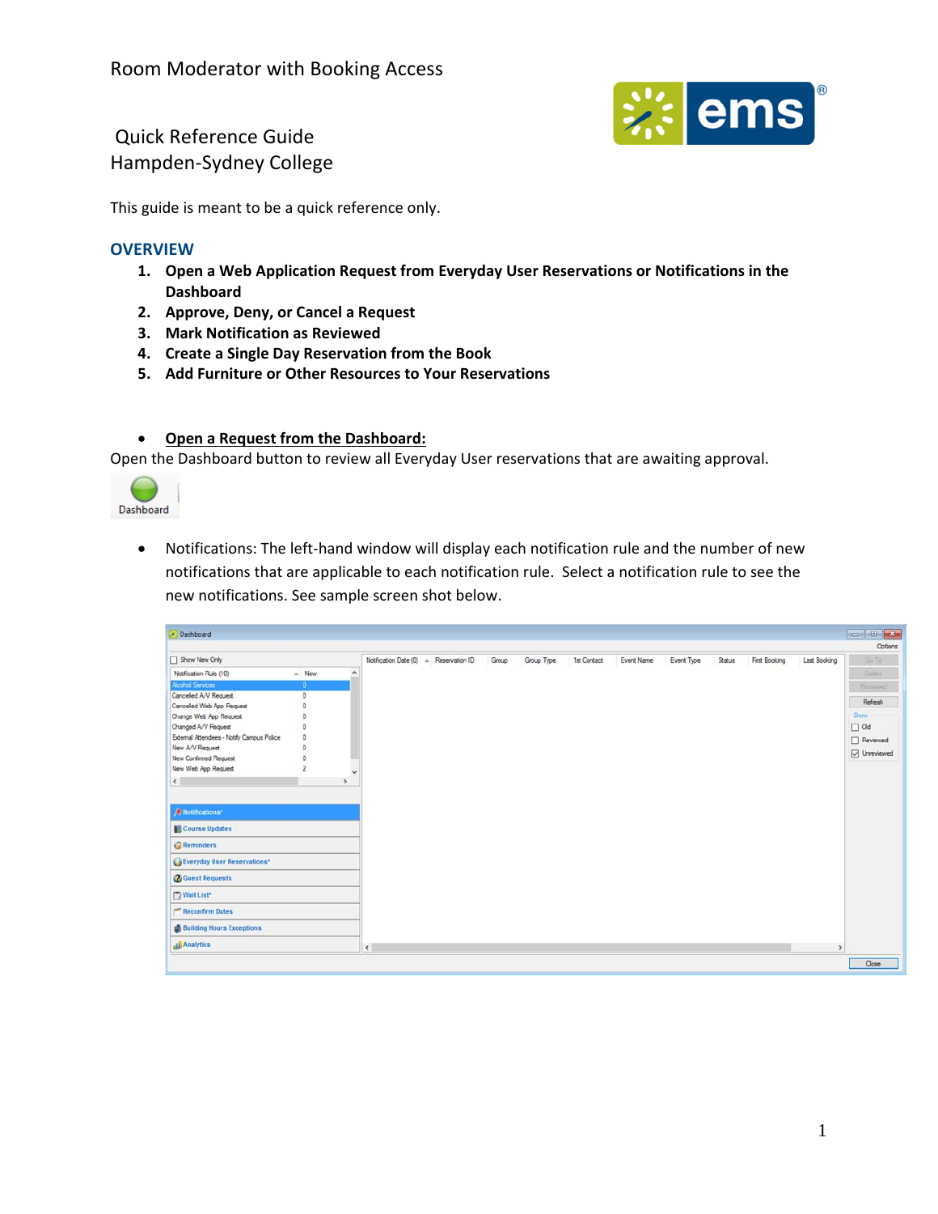Room Moderator with Booking Access

Quick Reference Guide
Hampden-Sydney College

This guide is meant to be a quick reference only.

## OVERVIEW

1. **Open a Web Application Request from Everyday User Reservations or Notifications in the Dashboard**
2. **Approve, Deny, or Cancel a Request**
3. **Mark Notification as Reviewed**
4. **Create a Single Day Reservation from the Book**
5. **Add Furniture or Other Resources to Your Reservations**

- **Open a Request from the Dashboard:**

Open the Dashboard button to review all Everyday User reservations that are awaiting approval.

- Notifications: The left-hand window will display each notification rule and the number of new notifications that are applicable to each notification rule. Select a notification rule to see the new notifications. See sample screen shot below.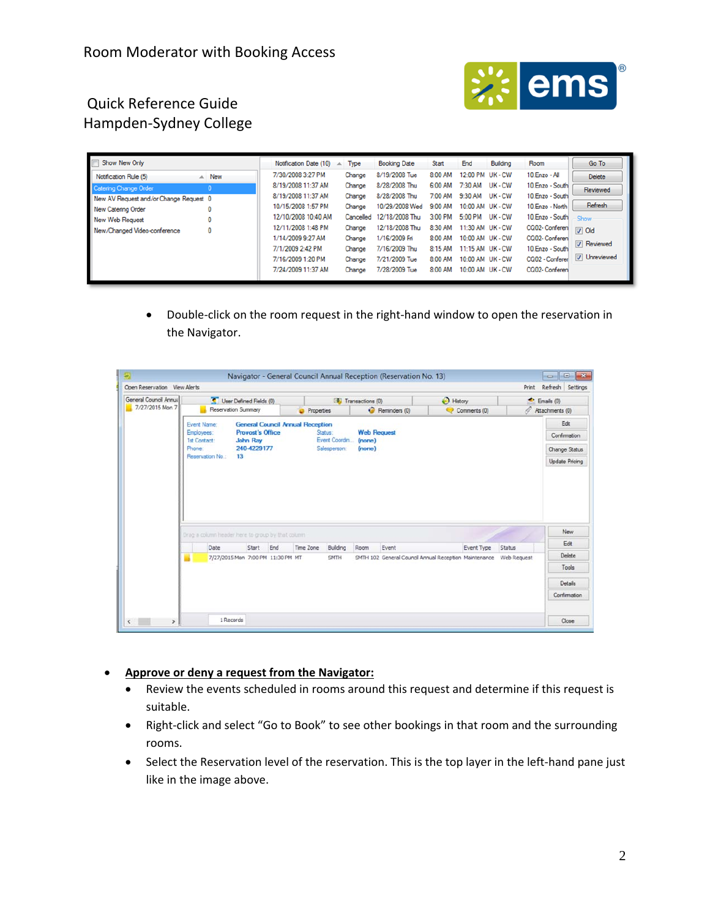Room Moderator with Booking Access

Quick Reference Guide
Hampden-Sydney College

- Double-click on the room request in the right-hand window to open the reservation in the Navigator.

- **Approve or deny a request from the Navigator:**
  - Review the events scheduled in rooms around this request and determine if this request is suitable.
  - Right-click and select "Go to Book" to see other bookings in that room and the surrounding rooms.
  - Select the Reservation level of the reservation. This is the top layer in the left-hand pane just like in the image above.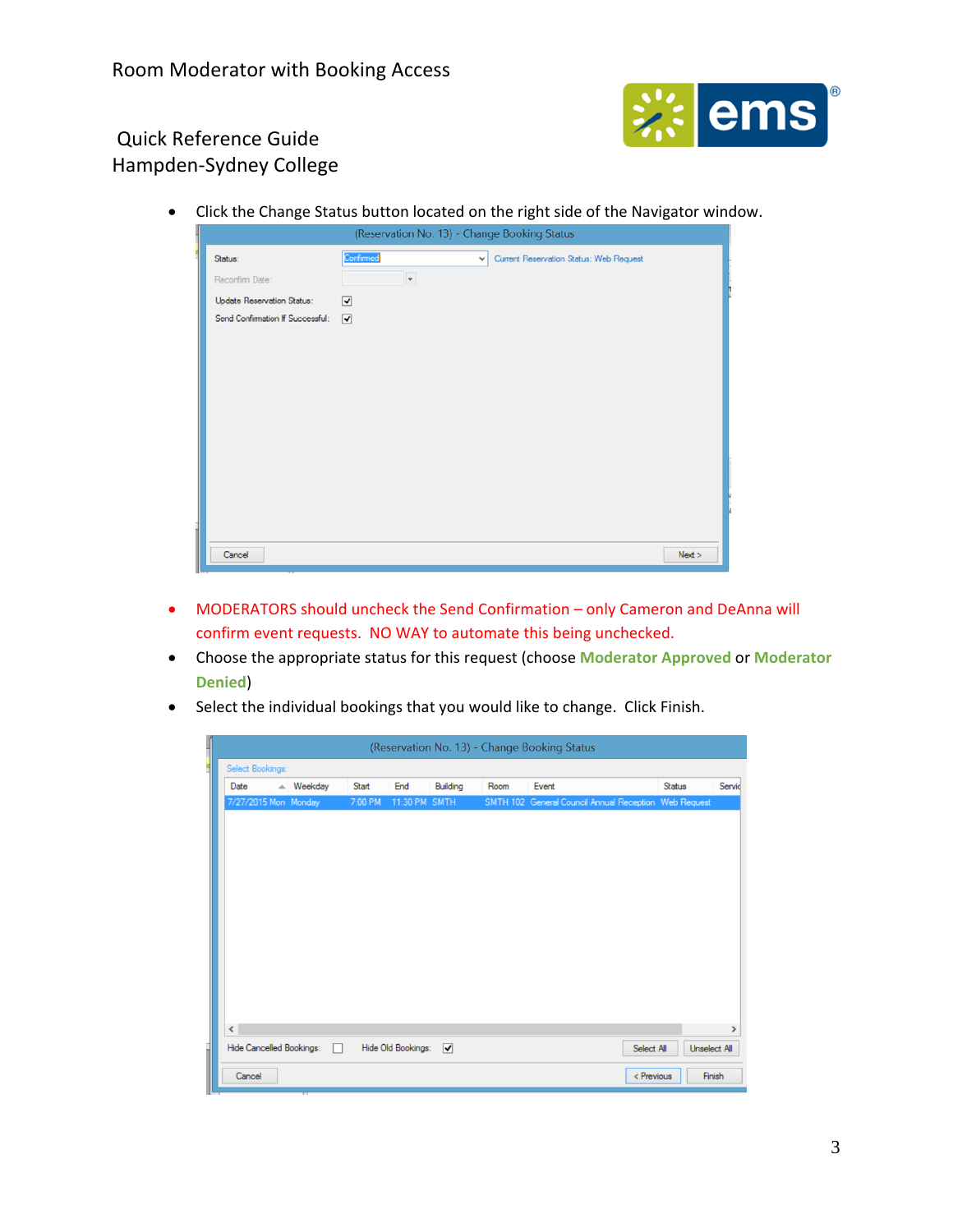- Click the Change Status button located on the right side of the Navigator window.

(Reservation No. 13) - Change Booking Status

Status: Confirmed — Current Reservation Status: Web Request

Reconfirm Date:

Update Reservation Status: ☑

Send Confirmation If Successful: ☑

Cancel — Next >

- MODERATORS should uncheck the Send Confirmation – only Cameron and DeAnna will confirm event requests. NO WAY to automate this being unchecked.
- Choose the appropriate status for this request (choose **Moderator Approved** or **Moderator Denied**)
- Select the individual bookings that you would like to change. Click Finish.

(Reservation No. 13) - Change Booking Status

Select Bookings:

| Date | Weekday | Start | End | Building | Room | Event | Status | Servic |
|---|---|---|---|---|---|---|---|---|
| 7/27/2015 Mon | Monday | 7:00 PM | 11:30 PM | SMTH | SMTH 102 | General Council Annual Reception | Web Request | |

Hide Cancelled Bookings: ☐ Hide Old Bookings: ☑ Select All Unselect All

Cancel — < Previous — Finish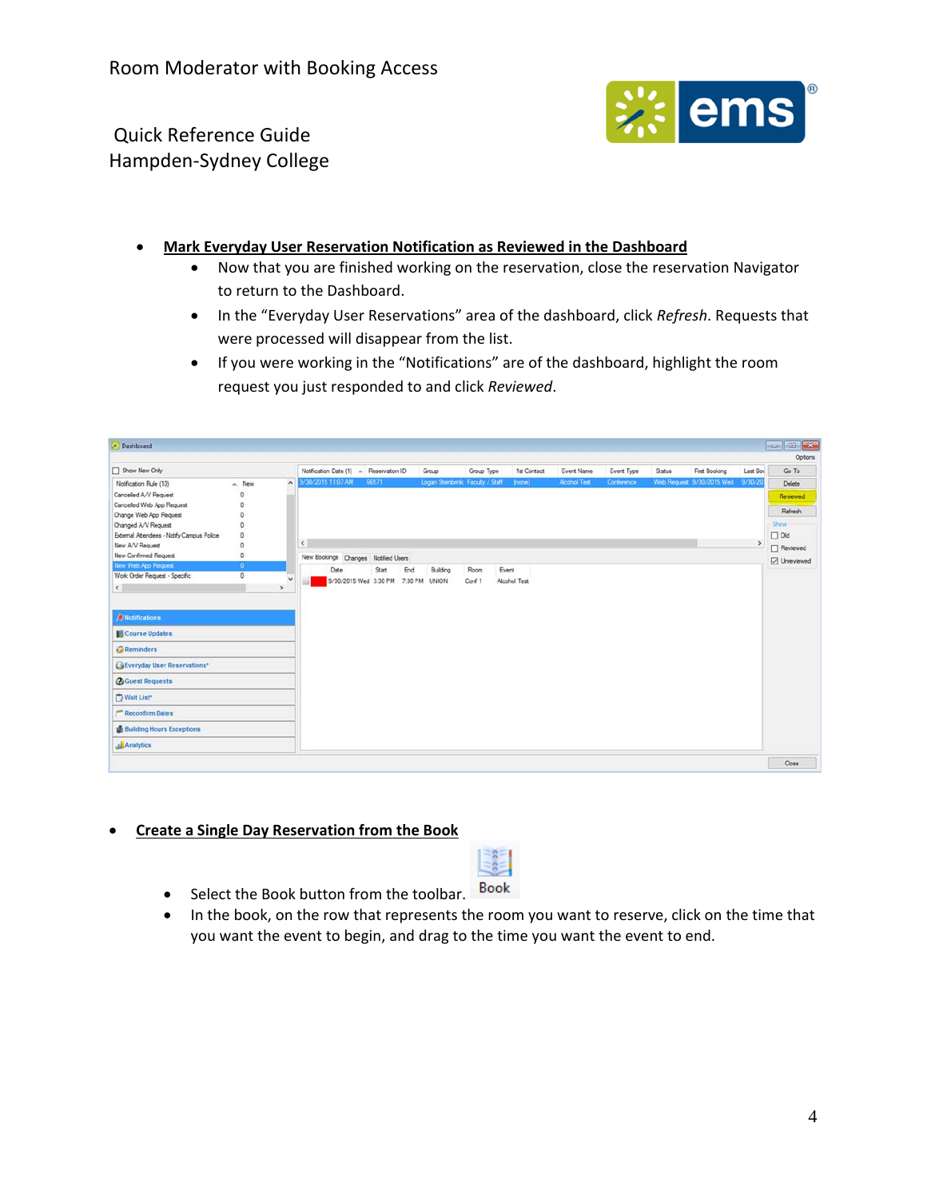- **Mark Everyday User Reservation Notification as Reviewed in the Dashboard**
  - Now that you are finished working on the reservation, close the reservation Navigator to return to the Dashboard.
  - In the "Everyday User Reservations" area of the dashboard, click *Refresh*. Requests that were processed will disappear from the list.
  - If you were working in the "Notifications" are of the dashboard, highlight the room request you just responded to and click *Reviewed*.

- **Create a Single Day Reservation from the Book**
  - Select the Book button from the toolbar.
  - In the book, on the row that represents the room you want to reserve, click on the time that you want the event to begin, and drag to the time you want the event to end.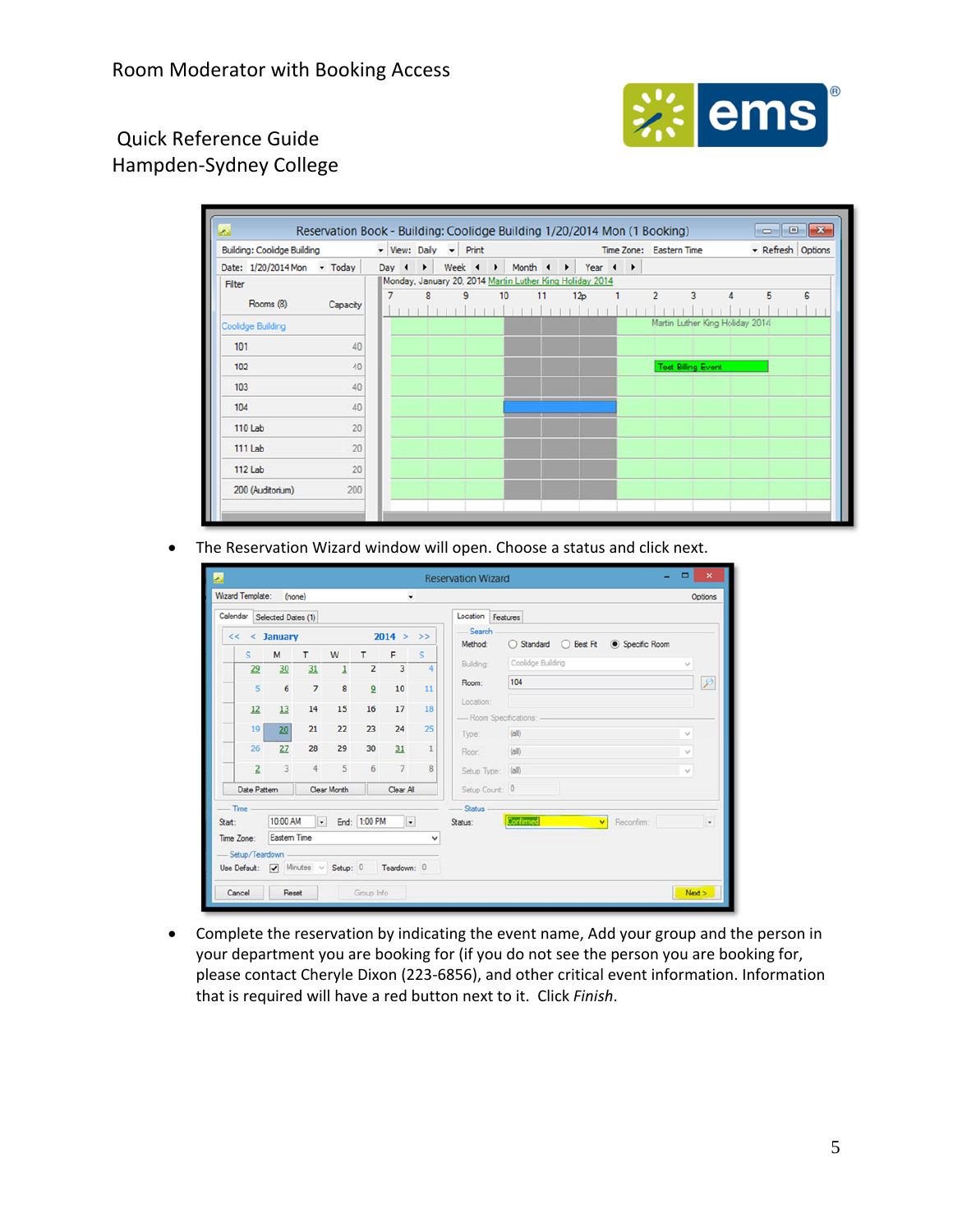- The Reservation Wizard window will open. Choose a status and click next.

- Complete the reservation by indicating the event name, Add your group and the person in your department you are booking for (if you do not see the person you are booking for, please contact Cheryle Dixon (223-6856), and other critical event information. Information that is required will have a red button next to it. Click *Finish*.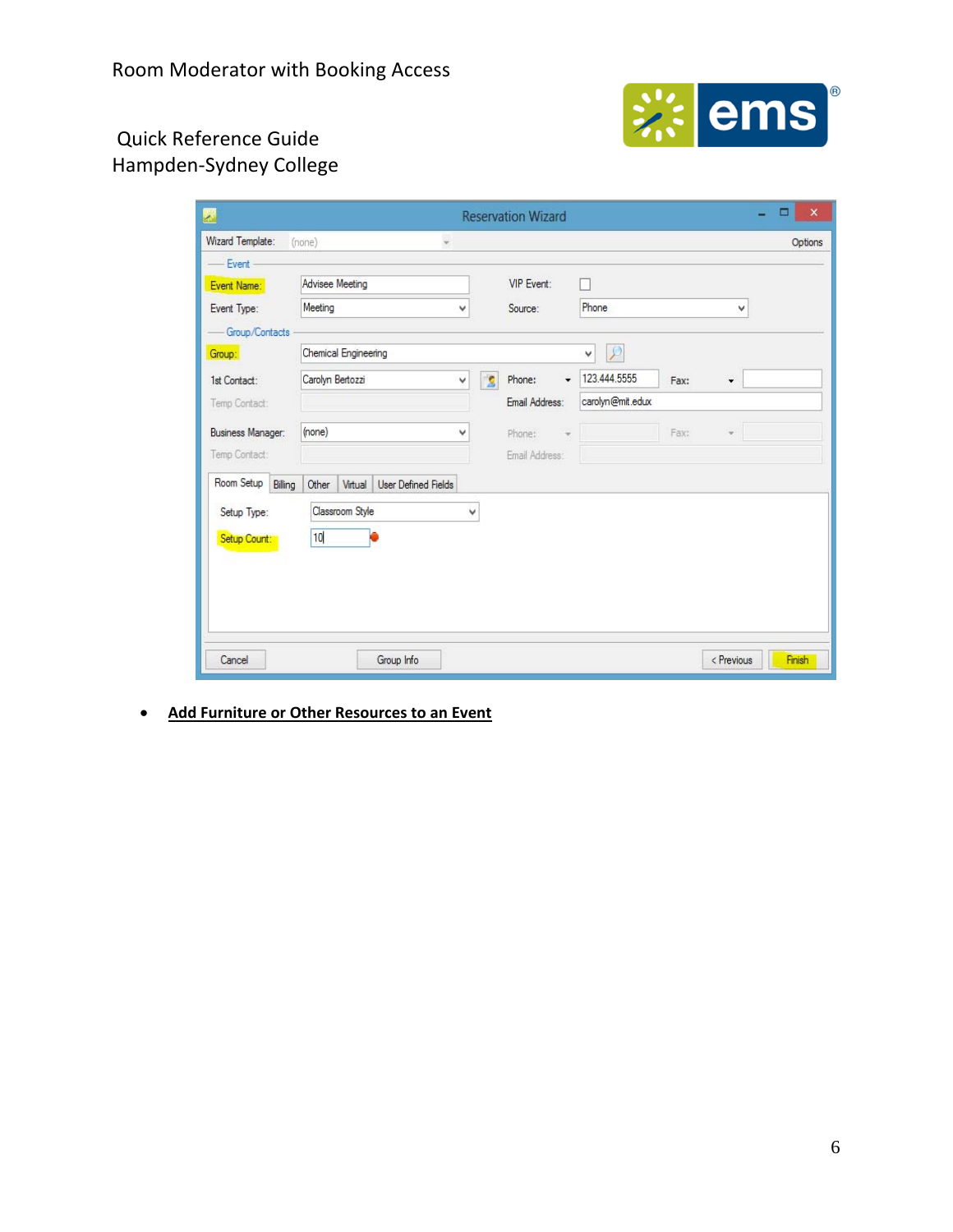- **Add Furniture or Other Resources to an Event**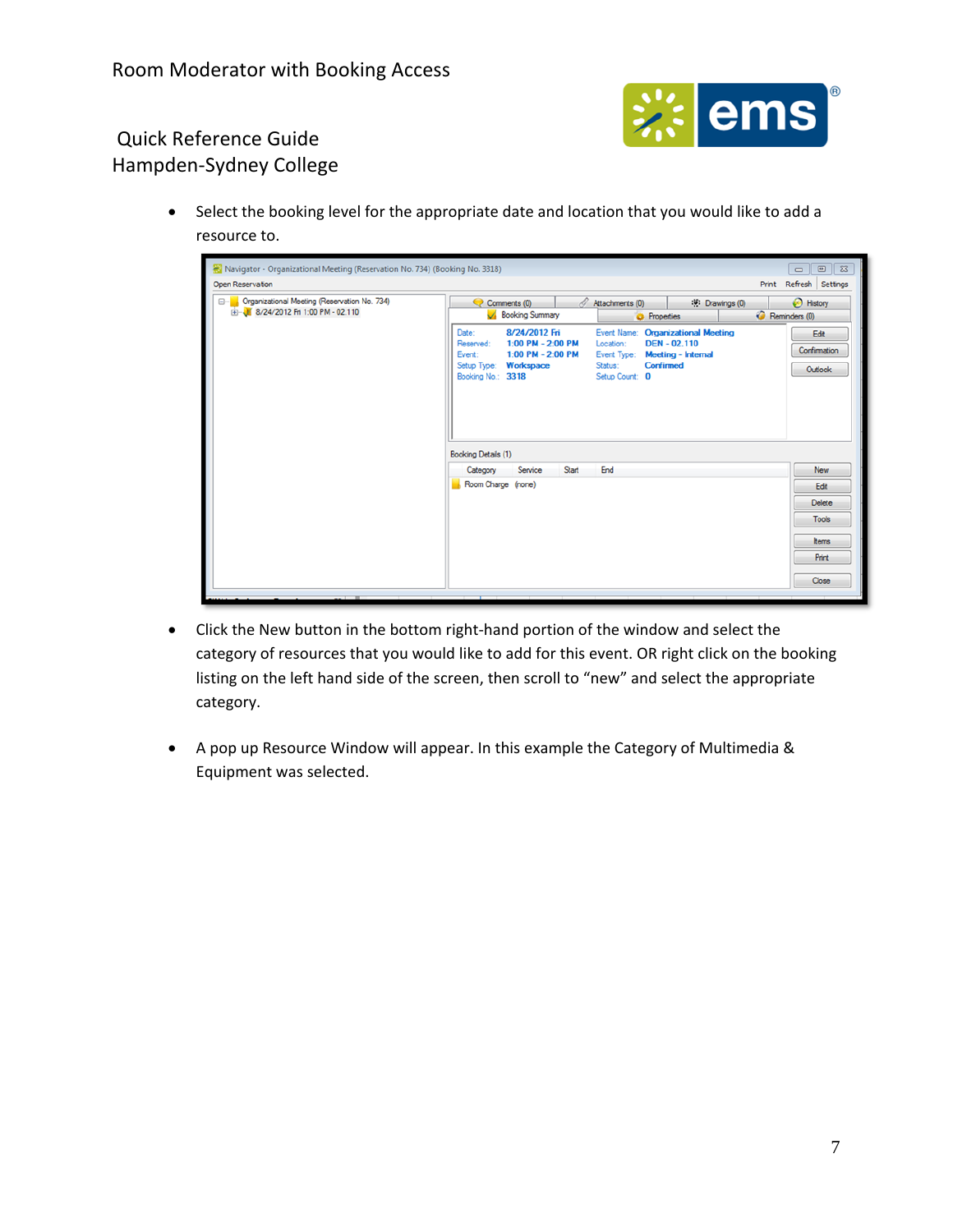- Select the booking level for the appropriate date and location that you would like to add a resource to.

- Click the New button in the bottom right-hand portion of the window and select the category of resources that you would like to add for this event. OR right click on the booking listing on the left hand side of the screen, then scroll to "new" and select the appropriate category.

- A pop up Resource Window will appear. In this example the Category of Multimedia & Equipment was selected.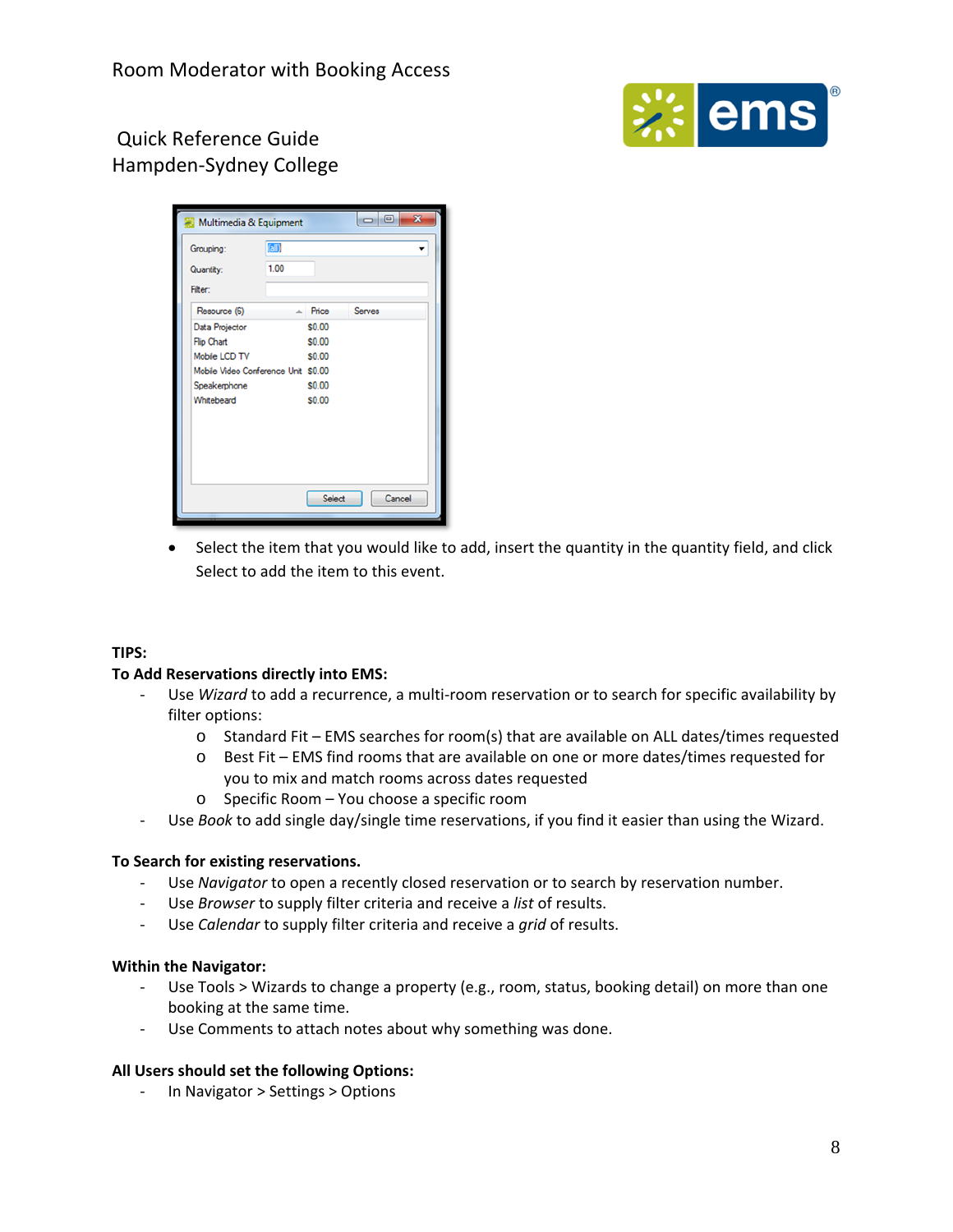- Select the item that you would like to add, insert the quantity in the quantity field, and click Select to add the item to this event.

**TIPS:**

**To Add Reservations directly into EMS:**

- Use *Wizard* to add a recurrence, a multi-room reservation or to search for specific availability by filter options:
  - Standard Fit – EMS searches for room(s) that are available on ALL dates/times requested
  - Best Fit – EMS find rooms that are available on one or more dates/times requested for you to mix and match rooms across dates requested
  - Specific Room – You choose a specific room
- Use *Book* to add single day/single time reservations, if you find it easier than using the Wizard.

**To Search for existing reservations.**

- Use *Navigator* to open a recently closed reservation or to search by reservation number.
- Use *Browser* to supply filter criteria and receive a *list* of results.
- Use *Calendar* to supply filter criteria and receive a *grid* of results.

**Within the Navigator:**

- Use Tools > Wizards to change a property (e.g., room, status, booking detail) on more than one booking at the same time.
- Use Comments to attach notes about why something was done.

**All Users should set the following Options:**

- In Navigator > Settings > Options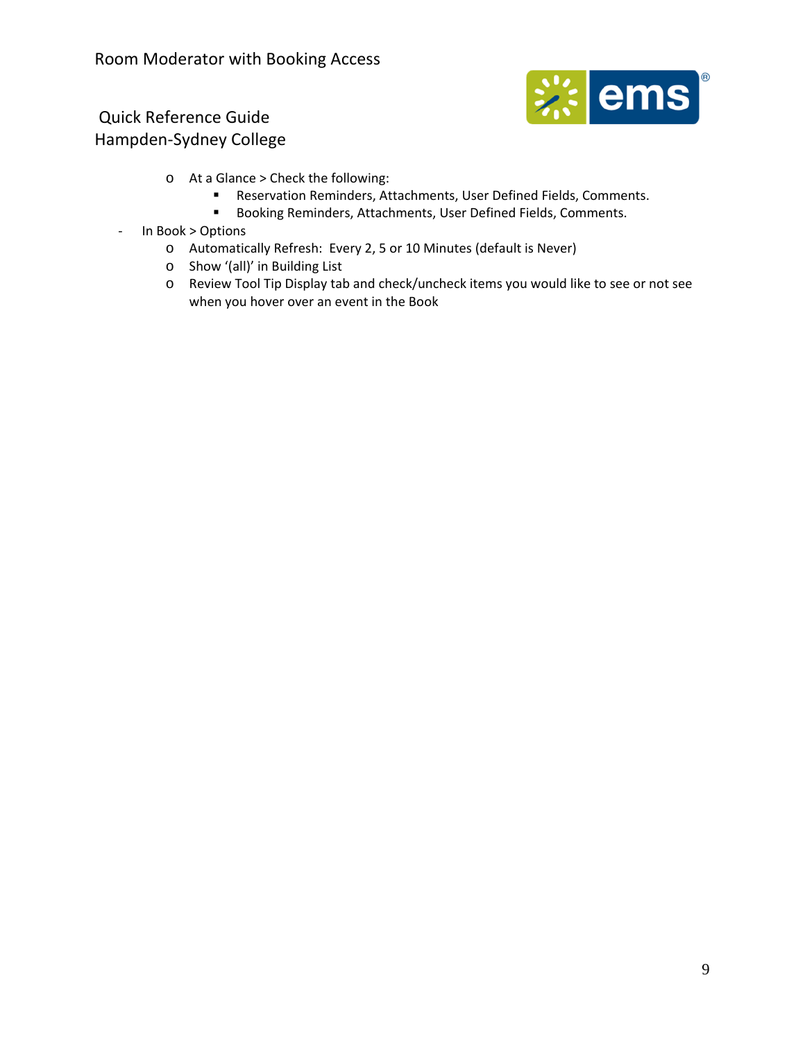- At a Glance > Check the following:
    - Reservation Reminders, Attachments, User Defined Fields, Comments.
    - Booking Reminders, Attachments, User Defined Fields, Comments.
- In Book > Options
  - Automatically Refresh: Every 2, 5 or 10 Minutes (default is Never)
  - Show '(all)' in Building List
  - Review Tool Tip Display tab and check/uncheck items you would like to see or not see when you hover over an event in the Book